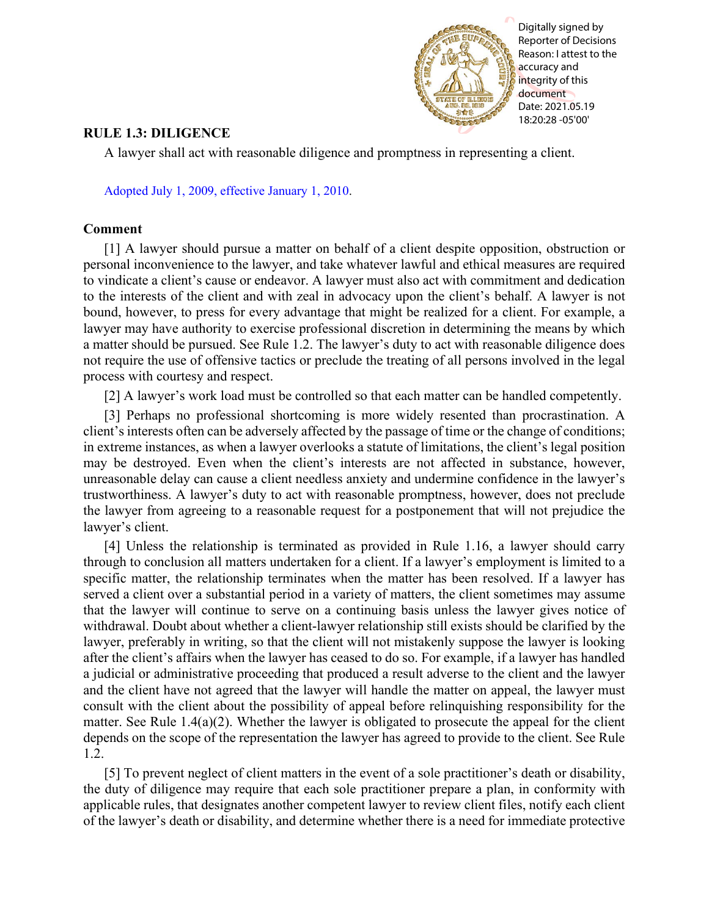## RULE 1.3: DILIGENCE

A lawyer shall act with reasonable diligence and promptness in representing a client.

Adopted July 1, 2009, effective January 1, 2010.

### Comment

[1] A lawyer should pursue a matter on behalf of a client despite opposition, obstruction or personal inconvenience to the lawyer, and take whatever lawful and ethical measures are required to vindicate a client's cause or endeavor. A lawyer must also act with commitment and dedication to the interests of the client and with zeal in advocacy upon the client's behalf. A lawyer is not bound, however, to press for every advantage that might be realized for a client. For example, a lawyer may have authority to exercise professional discretion in determining the means by which a matter should be pursued. See Rule 1.2. The lawyer's duty to act with reasonable diligence does not require the use of offensive tactics or preclude the treating of all persons involved in the legal process with courtesy and respect.

[2] A lawyer's work load must be controlled so that each matter can be handled competently.

[3] Perhaps no professional shortcoming is more widely resented than procrastination. A client's interests often can be adversely affected by the passage of time or the change of conditions; in extreme instances, as when a lawyer overlooks a statute of limitations, the client's legal position may be destroyed. Even when the client's interests are not affected in substance, however, unreasonable delay can cause a client needless anxiety and undermine confidence in the lawyer's trustworthiness. A lawyer's duty to act with reasonable promptness, however, does not preclude the lawyer from agreeing to a reasonable request for a postponement that will not prejudice the lawyer's client.

[4] Unless the relationship is terminated as provided in Rule 1.16, a lawyer should carry through to conclusion all matters undertaken for a client. If a lawyer's employment is limited to a specific matter, the relationship terminates when the matter has been resolved. If a lawyer has served a client over a substantial period in a variety of matters, the client sometimes may assume that the lawyer will continue to serve on a continuing basis unless the lawyer gives notice of withdrawal. Doubt about whether a client-lawyer relationship still exists should be clarified by the lawyer, preferably in writing, so that the client will not mistakenly suppose the lawyer is looking after the client's affairs when the lawyer has ceased to do so. For example, if a lawyer has handled a judicial or administrative proceeding that produced a result adverse to the client and the lawyer and the client have not agreed that the lawyer will handle the matter on appeal, the lawyer must consult with the client about the possibility of appeal before relinquishing responsibility for the matter. See Rule 1.4(a)(2). Whether the lawyer is obligated to prosecute the appeal for the client depends on the scope of the representation the lawyer has agreed to provide to the client. See Rule 1.2.

[5] To prevent neglect of client matters in the event of a sole practitioner's death or disability, the duty of diligence may require that each sole practitioner prepare a plan, in conformity with applicable rules, that designates another competent lawyer to review client files, notify each client of the lawyer's death or disability, and determine whether there is a need for immediate protective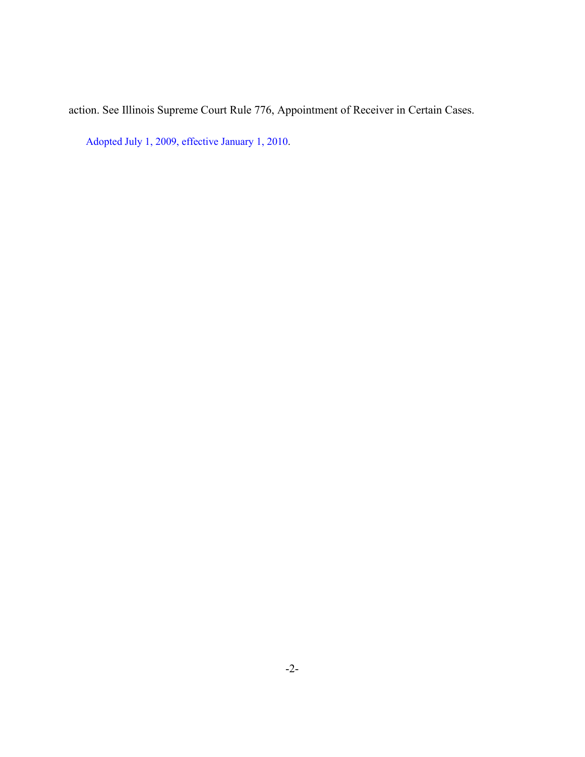action. See Illinois Supreme Court Rule 776, Appointment of Receiver in Certain Cases.

Adopted July 1, 2009, effective January 1, 2010.